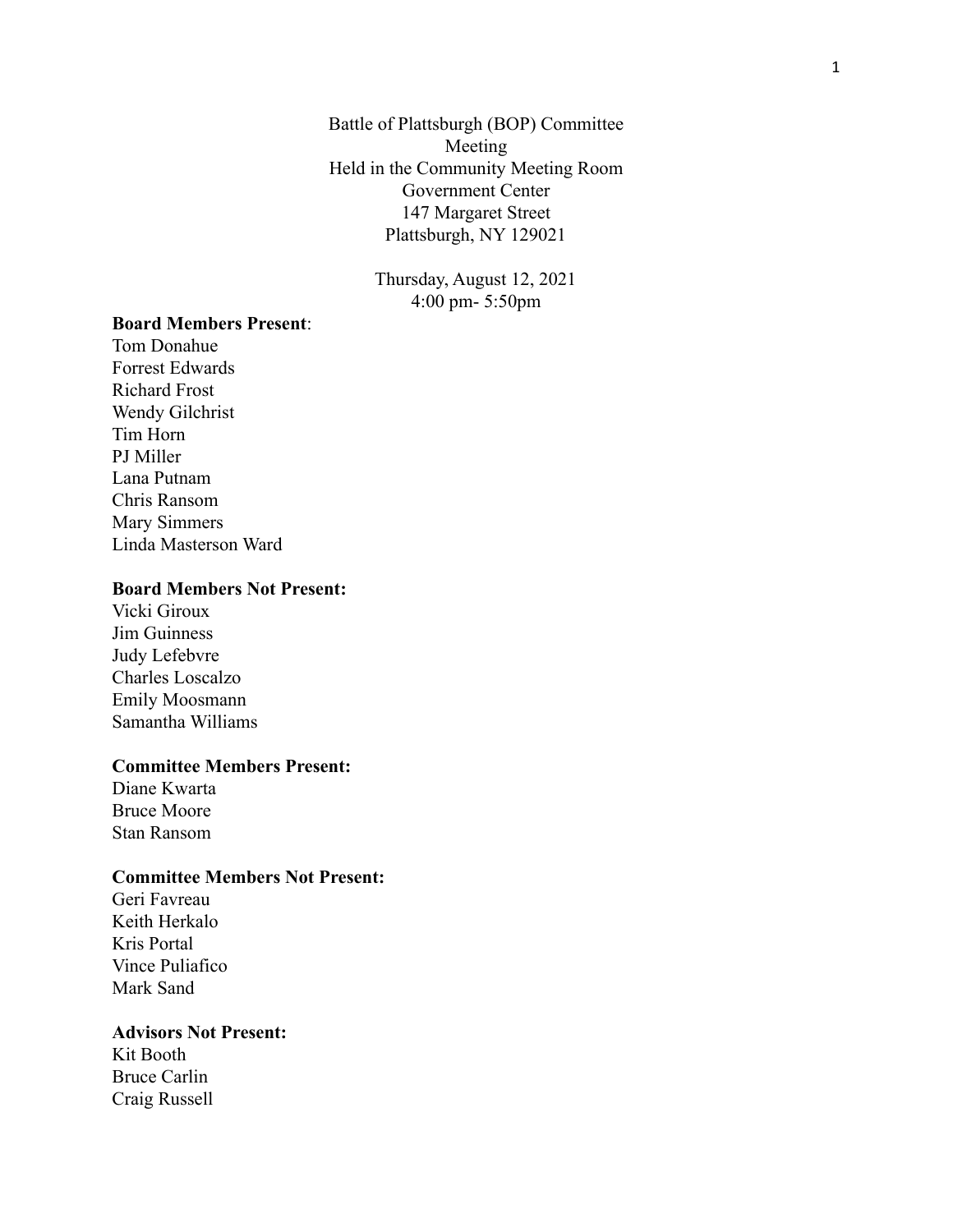Battle of Plattsburgh (BOP) Committee
Meeting
Held in the Community Meeting Room
Government Center
147 Margaret Street
Plattsburgh, NY 129021

Thursday, August 12, 2021
4:00 pm- 5:50pm

**Board Members Present**:
Tom Donahue
Forrest Edwards
Richard Frost
Wendy Gilchrist
Tim Horn
PJ Miller
Lana Putnam
Chris Ransom
Mary Simmers
Linda Masterson Ward

**Board Members Not Present:**
Vicki Giroux
Jim Guinness
Judy Lefebvre
Charles Loscalzo
Emily Moosmann
Samantha Williams

**Committee Members Present:**
Diane Kwarta
Bruce Moore
Stan Ransom

**Committee Members Not Present:**
Geri Favreau
Keith Herkalo
Kris Portal
Vince Puliafico
Mark Sand

**Advisors Not Present:**
Kit Booth
Bruce Carlin
Craig Russell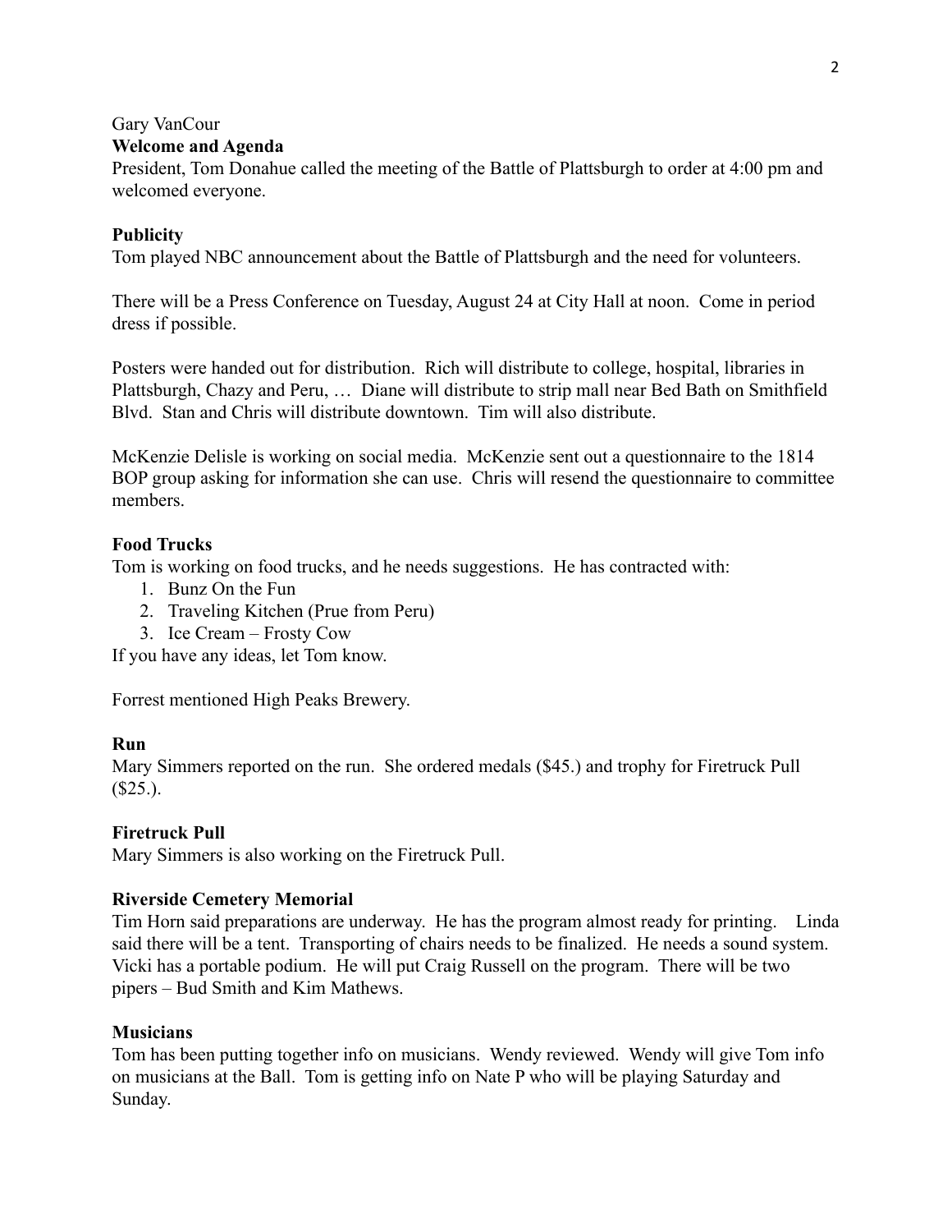Gary VanCour

**Welcome and Agenda**

President, Tom Donahue called the meeting of the Battle of Plattsburgh to order at 4:00 pm and welcomed everyone.

**Publicity**

Tom played NBC announcement about the Battle of Plattsburgh and the need for volunteers.

There will be a Press Conference on Tuesday, August 24 at City Hall at noon. Come in period dress if possible.

Posters were handed out for distribution. Rich will distribute to college, hospital, libraries in Plattsburgh, Chazy and Peru, … Diane will distribute to strip mall near Bed Bath on Smithfield Blvd. Stan and Chris will distribute downtown. Tim will also distribute.

McKenzie Delisle is working on social media. McKenzie sent out a questionnaire to the 1814 BOP group asking for information she can use. Chris will resend the questionnaire to committee members.

**Food Trucks**

Tom is working on food trucks, and he needs suggestions. He has contracted with:

1. Bunz On the Fun
2. Traveling Kitchen (Prue from Peru)
3. Ice Cream – Frosty Cow

If you have any ideas, let Tom know.

Forrest mentioned High Peaks Brewery.

**Run**

Mary Simmers reported on the run. She ordered medals ($45.) and trophy for Firetruck Pull ($25.).

**Firetruck Pull**

Mary Simmers is also working on the Firetruck Pull.

**Riverside Cemetery Memorial**

Tim Horn said preparations are underway. He has the program almost ready for printing. Linda said there will be a tent. Transporting of chairs needs to be finalized. He needs a sound system. Vicki has a portable podium. He will put Craig Russell on the program. There will be two pipers – Bud Smith and Kim Mathews.

**Musicians**

Tom has been putting together info on musicians. Wendy reviewed. Wendy will give Tom info on musicians at the Ball. Tom is getting info on Nate P who will be playing Saturday and Sunday.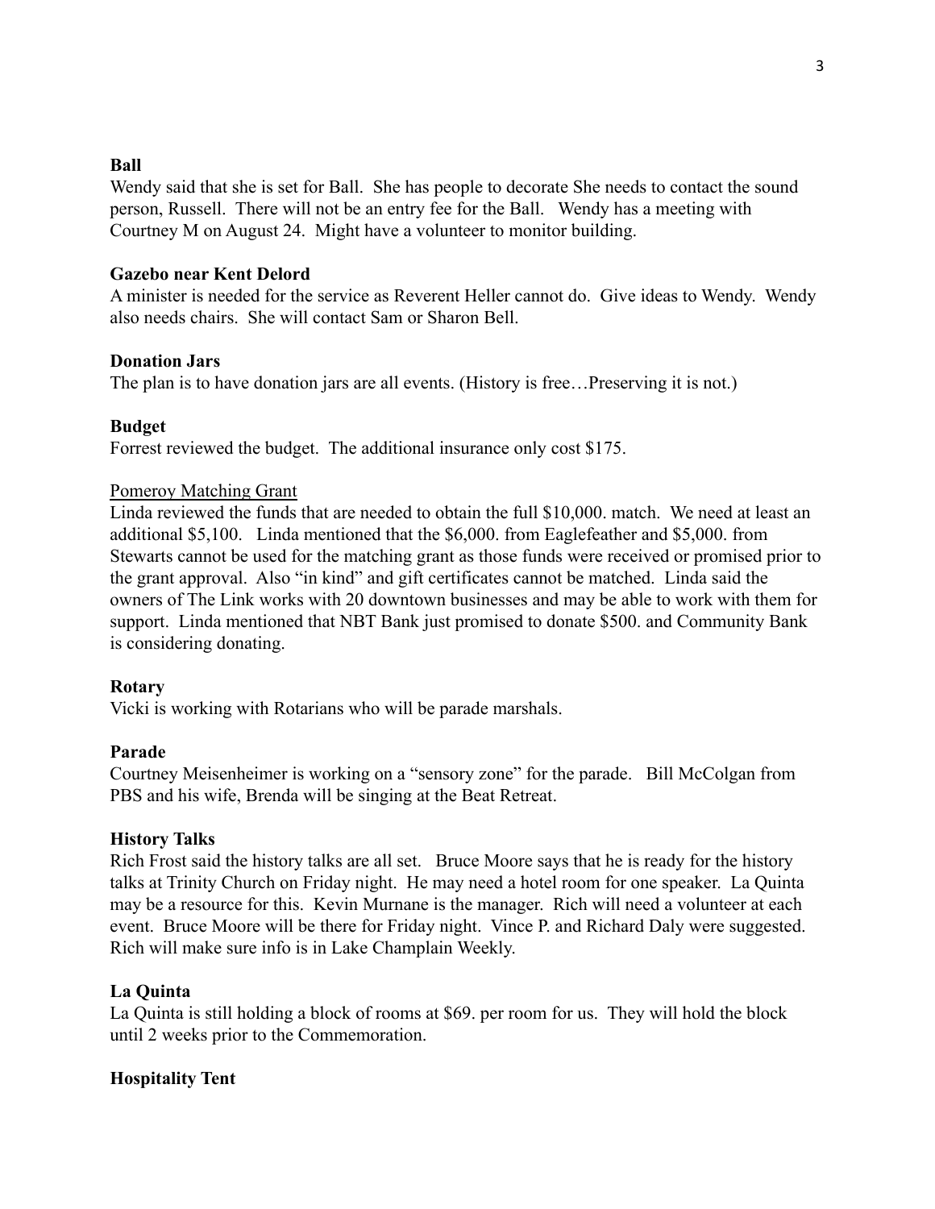**Ball**

Wendy said that she is set for Ball. She has people to decorate She needs to contact the sound person, Russell. There will not be an entry fee for the Ball. Wendy has a meeting with Courtney M on August 24. Might have a volunteer to monitor building.

**Gazebo near Kent Delord**

A minister is needed for the service as Reverent Heller cannot do. Give ideas to Wendy. Wendy also needs chairs. She will contact Sam or Sharon Bell.

**Donation Jars**

The plan is to have donation jars are all events. (History is free…Preserving it is not.)

**Budget**

Forrest reviewed the budget. The additional insurance only cost $175.

<u>Pomeroy Matching Grant</u>

Linda reviewed the funds that are needed to obtain the full $10,000. match. We need at least an additional $5,100. Linda mentioned that the $6,000. from Eaglefeather and $5,000. from Stewarts cannot be used for the matching grant as those funds were received or promised prior to the grant approval. Also "in kind" and gift certificates cannot be matched. Linda said the owners of The Link works with 20 downtown businesses and may be able to work with them for support. Linda mentioned that NBT Bank just promised to donate $500. and Community Bank is considering donating.

**Rotary**

Vicki is working with Rotarians who will be parade marshals.

**Parade**

Courtney Meisenheimer is working on a "sensory zone" for the parade. Bill McColgan from PBS and his wife, Brenda will be singing at the Beat Retreat.

**History Talks**

Rich Frost said the history talks are all set. Bruce Moore says that he is ready for the history talks at Trinity Church on Friday night. He may need a hotel room for one speaker. La Quinta may be a resource for this. Kevin Murnane is the manager. Rich will need a volunteer at each event. Bruce Moore will be there for Friday night. Vince P. and Richard Daly were suggested. Rich will make sure info is in Lake Champlain Weekly.

**La Quinta**

La Quinta is still holding a block of rooms at $69. per room for us. They will hold the block until 2 weeks prior to the Commemoration.

**Hospitality Tent**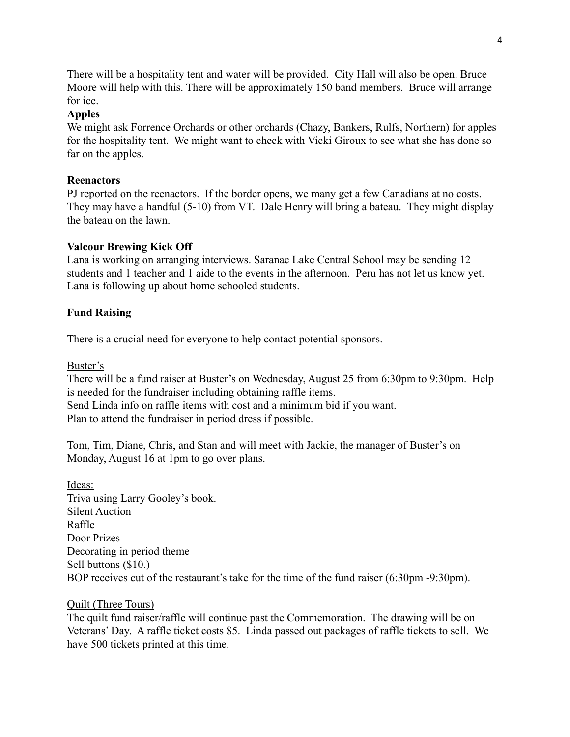There will be a hospitality tent and water will be provided. City Hall will also be open. Bruce Moore will help with this. There will be approximately 150 band members. Bruce will arrange for ice.

**Apples**

We might ask Forrence Orchards or other orchards (Chazy, Bankers, Rulfs, Northern) for apples for the hospitality tent. We might want to check with Vicki Giroux to see what she has done so far on the apples.

**Reenactors**

PJ reported on the reenactors. If the border opens, we many get a few Canadians at no costs. They may have a handful (5-10) from VT. Dale Henry will bring a bateau. They might display the bateau on the lawn.

**Valcour Brewing Kick Off**

Lana is working on arranging interviews. Saranac Lake Central School may be sending 12 students and 1 teacher and 1 aide to the events in the afternoon. Peru has not let us know yet. Lana is following up about home schooled students.

**Fund Raising**

There is a crucial need for everyone to help contact potential sponsors.

<u>Buster's</u>

There will be a fund raiser at Buster's on Wednesday, August 25 from 6:30pm to 9:30pm. Help is needed for the fundraiser including obtaining raffle items.
Send Linda info on raffle items with cost and a minimum bid if you want.
Plan to attend the fundraiser in period dress if possible.

Tom, Tim, Diane, Chris, and Stan and will meet with Jackie, the manager of Buster's on Monday, August 16 at 1pm to go over plans.

<u>Ideas:</u>
Triva using Larry Gooley's book.
Silent Auction
Raffle
Door Prizes
Decorating in period theme
Sell buttons ($10.)
BOP receives cut of the restaurant's take for the time of the fund raiser (6:30pm -9:30pm).

<u>Quilt (Three Tours)</u>

The quilt fund raiser/raffle will continue past the Commemoration. The drawing will be on Veterans' Day. A raffle ticket costs $5. Linda passed out packages of raffle tickets to sell. We have 500 tickets printed at this time.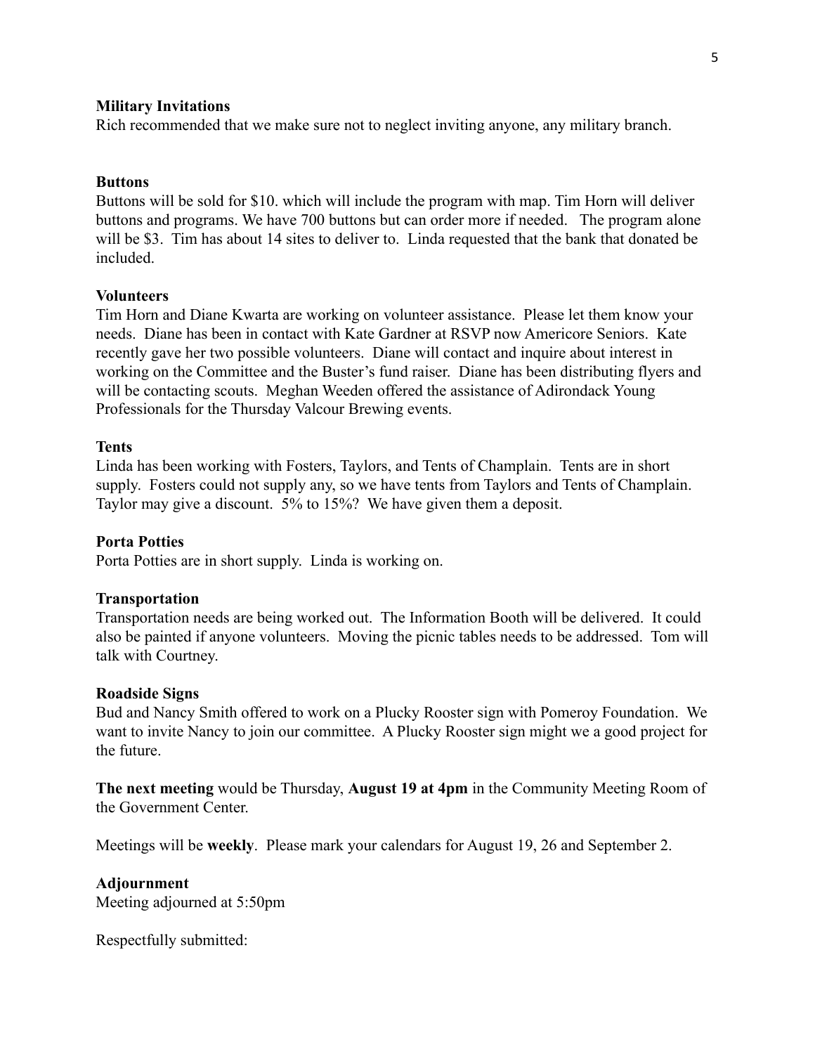**Military Invitations**

Rich recommended that we make sure not to neglect inviting anyone, any military branch.

**Buttons**

Buttons will be sold for $10. which will include the program with map. Tim Horn will deliver buttons and programs. We have 700 buttons but can order more if needed. The program alone will be $3. Tim has about 14 sites to deliver to. Linda requested that the bank that donated be included.

**Volunteers**

Tim Horn and Diane Kwarta are working on volunteer assistance. Please let them know your needs. Diane has been in contact with Kate Gardner at RSVP now Americore Seniors. Kate recently gave her two possible volunteers. Diane will contact and inquire about interest in working on the Committee and the Buster's fund raiser. Diane has been distributing flyers and will be contacting scouts. Meghan Weeden offered the assistance of Adirondack Young Professionals for the Thursday Valcour Brewing events.

**Tents**

Linda has been working with Fosters, Taylors, and Tents of Champlain. Tents are in short supply. Fosters could not supply any, so we have tents from Taylors and Tents of Champlain. Taylor may give a discount. 5% to 15%? We have given them a deposit.

**Porta Potties**

Porta Potties are in short supply. Linda is working on.

**Transportation**

Transportation needs are being worked out. The Information Booth will be delivered. It could also be painted if anyone volunteers. Moving the picnic tables needs to be addressed. Tom will talk with Courtney.

**Roadside Signs**

Bud and Nancy Smith offered to work on a Plucky Rooster sign with Pomeroy Foundation. We want to invite Nancy to join our committee. A Plucky Rooster sign might we a good project for the future.

**The next meeting** would be Thursday, **August 19 at 4pm** in the Community Meeting Room of the Government Center.

Meetings will be **weekly**. Please mark your calendars for August 19, 26 and September 2.

**Adjournment**

Meeting adjourned at 5:50pm

Respectfully submitted: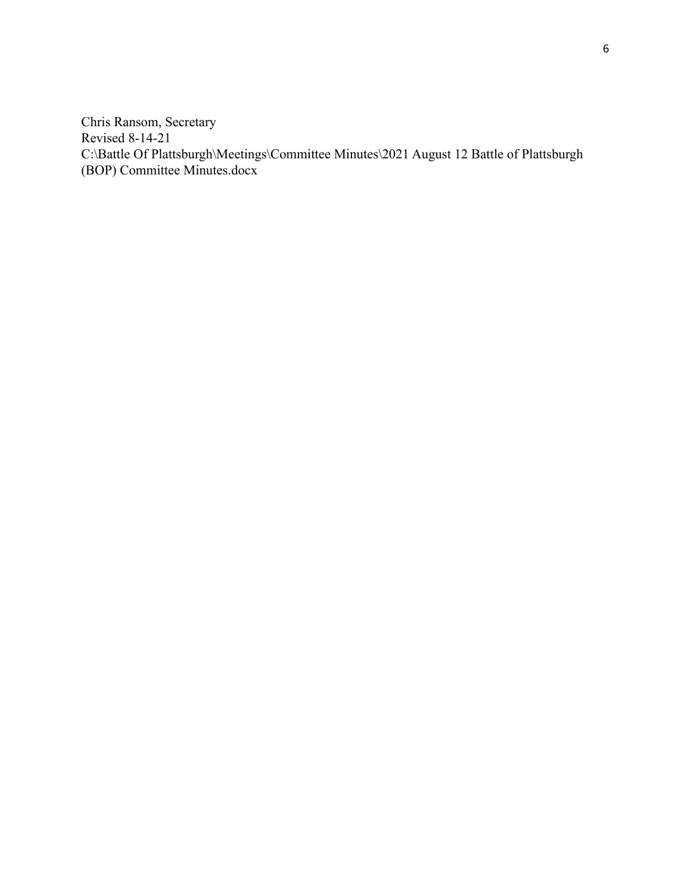Chris Ransom, Secretary
Revised 8-14-21
C:\Battle Of Plattsburgh\Meetings\Committee Minutes\2021 August 12 Battle of Plattsburgh (BOP) Committee Minutes.docx